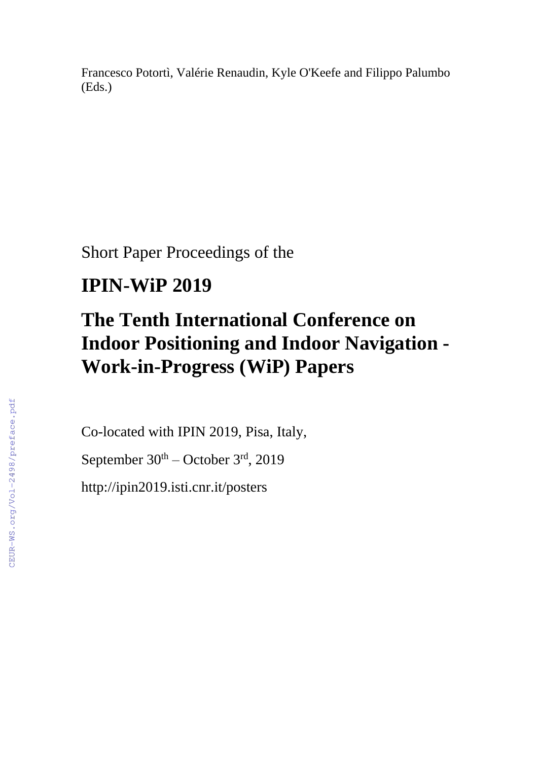Francesco Potortì, Valérie Renaudin, Kyle O'Keefe and Filippo Palumbo (Eds.)

Short Paper Proceedings of the

# IPIN-WiP 2019

# The Tenth International Conference on Indoor Positioning and Indoor Navigation - Work-in-Progress (WiP) Papers

Co-located with IPIN 2019, Pisa, Italy,

September 30th – October 3rd, 2019

http://ipin2019.isti.cnr.it/posters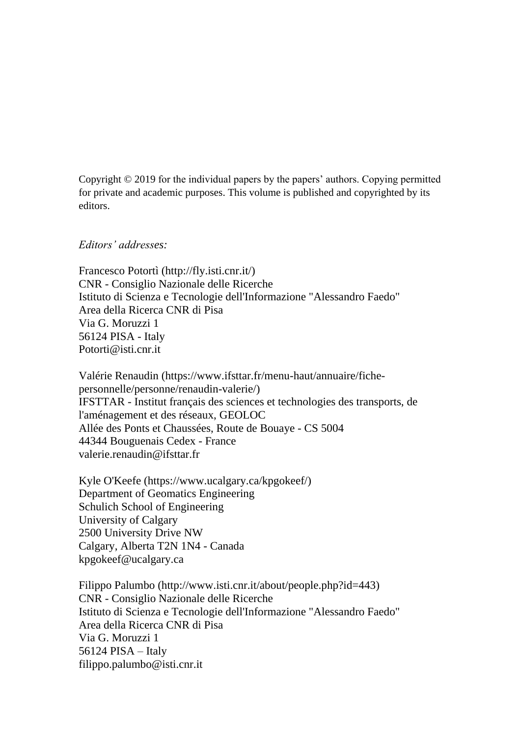Copyright © 2019 for the individual papers by the papers' authors. Copying permitted for private and academic purposes. This volume is published and copyrighted by its editors.

*Editors' addresses:*

Francesco Potortì (http://fly.isti.cnr.it/)
CNR - Consiglio Nazionale delle Ricerche
Istituto di Scienza e Tecnologie dell'Informazione "Alessandro Faedo"
Area della Ricerca CNR di Pisa
Via G. Moruzzi 1
56124 PISA - Italy
Potorti@isti.cnr.it

Valérie Renaudin (https://www.ifsttar.fr/menu-haut/annuaire/fiche-personnelle/personne/renaudin-valerie/)
IFSTTAR - Institut français des sciences et technologies des transports, de l'aménagement et des réseaux, GEOLOC
Allée des Ponts et Chaussées, Route de Bouaye - CS 5004
44344 Bouguenais Cedex - France
valerie.renaudin@ifsttar.fr

Kyle O'Keefe (https://www.ucalgary.ca/kpgokeef/)
Department of Geomatics Engineering
Schulich School of Engineering
University of Calgary
2500 University Drive NW
Calgary, Alberta T2N 1N4 - Canada
kpgokeef@ucalgary.ca

Filippo Palumbo (http://www.isti.cnr.it/about/people.php?id=443)
CNR - Consiglio Nazionale delle Ricerche
Istituto di Scienza e Tecnologie dell'Informazione "Alessandro Faedo"
Area della Ricerca CNR di Pisa
Via G. Moruzzi 1
56124 PISA – Italy
filippo.palumbo@isti.cnr.it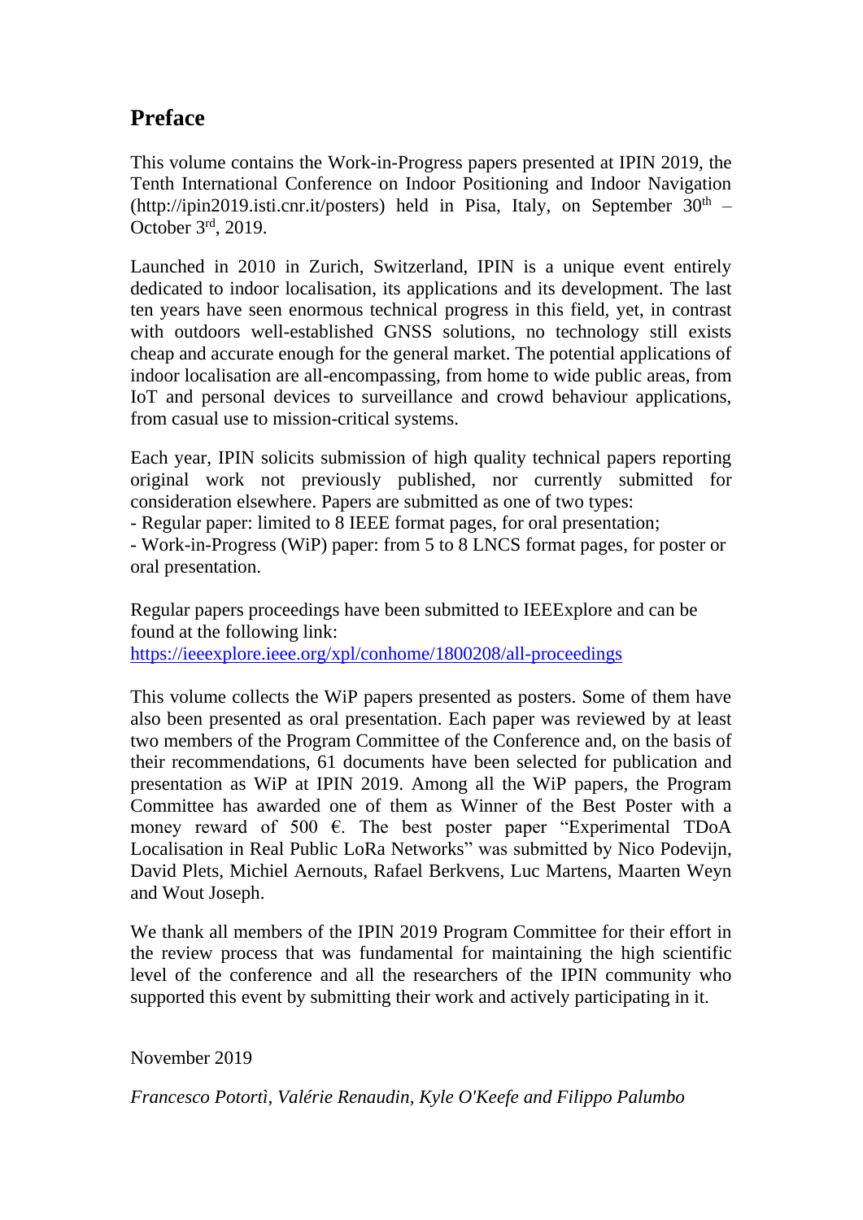# Preface

This volume contains the Work-in-Progress papers presented at IPIN 2019, the Tenth International Conference on Indoor Positioning and Indoor Navigation (http://ipin2019.isti.cnr.it/posters) held in Pisa, Italy, on September 30$^{th}$ – October 3$^{rd}$, 2019.

Launched in 2010 in Zurich, Switzerland, IPIN is a unique event entirely dedicated to indoor localisation, its applications and its development. The last ten years have seen enormous technical progress in this field, yet, in contrast with outdoors well-established GNSS solutions, no technology still exists cheap and accurate enough for the general market. The potential applications of indoor localisation are all-encompassing, from home to wide public areas, from IoT and personal devices to surveillance and crowd behaviour applications, from casual use to mission-critical systems.

Each year, IPIN solicits submission of high quality technical papers reporting original work not previously published, nor currently submitted for consideration elsewhere. Papers are submitted as one of two types:

- Regular paper: limited to 8 IEEE format pages, for oral presentation;
- Work-in-Progress (WiP) paper: from 5 to 8 LNCS format pages, for poster or oral presentation.

Regular papers proceedings have been submitted to IEEExplore and can be found at the following link:
https://ieeexplore.ieee.org/xpl/conhome/1800208/all-proceedings

This volume collects the WiP papers presented as posters. Some of them have also been presented as oral presentation. Each paper was reviewed by at least two members of the Program Committee of the Conference and, on the basis of their recommendations, 61 documents have been selected for publication and presentation as WiP at IPIN 2019. Among all the WiP papers, the Program Committee has awarded one of them as Winner of the Best Poster with a money reward of 500 €. The best poster paper "Experimental TDoA Localisation in Real Public LoRa Networks" was submitted by Nico Podevijn, David Plets, Michiel Aernouts, Rafael Berkvens, Luc Martens, Maarten Weyn and Wout Joseph.

We thank all members of the IPIN 2019 Program Committee for their effort in the review process that was fundamental for maintaining the high scientific level of the conference and all the researchers of the IPIN community who supported this event by submitting their work and actively participating in it.

November 2019

*Francesco Potortì, Valérie Renaudin, Kyle O'Keefe and Filippo Palumbo*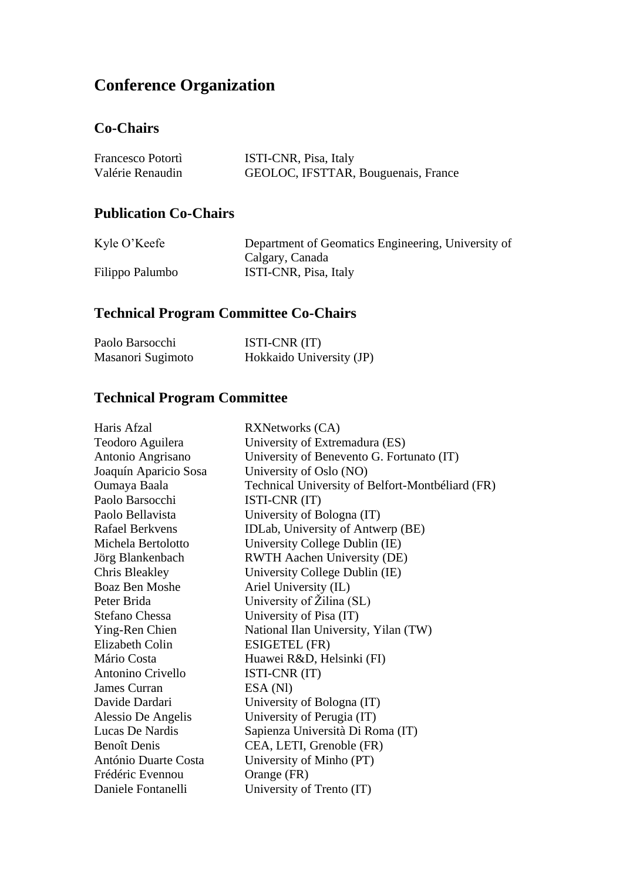# Conference Organization

## Co-Chairs

| | |
|---|---|
| Francesco Potortì | ISTI-CNR, Pisa, Italy |
| Valérie Renaudin | GEOLOC, IFSTTAR, Bouguenais, France |

## Publication Co-Chairs

| | |
|---|---|
| Kyle O'Keefe | Department of Geomatics Engineering, University of Calgary, Canada |
| Filippo Palumbo | ISTI-CNR, Pisa, Italy |

## Technical Program Committee Co-Chairs

| | |
|---|---|
| Paolo Barsocchi | ISTI-CNR (IT) |
| Masanori Sugimoto | Hokkaido University (JP) |

## Technical Program Committee

| | |
|---|---|
| Haris Afzal | RXNetworks (CA) |
| Teodoro Aguilera | University of Extremadura (ES) |
| Antonio Angrisano | University of Benevento G. Fortunato (IT) |
| Joaquín Aparicio Sosa | University of Oslo (NO) |
| Oumaya Baala | Technical University of Belfort-Montbéliard (FR) |
| Paolo Barsocchi | ISTI-CNR (IT) |
| Paolo Bellavista | University of Bologna (IT) |
| Rafael Berkvens | IDLab, University of Antwerp (BE) |
| Michela Bertolotto | University College Dublin (IE) |
| Jörg Blankenbach | RWTH Aachen University (DE) |
| Chris Bleakley | University College Dublin (IE) |
| Boaz Ben Moshe | Ariel University (IL) |
| Peter Brida | University of Žilina (SL) |
| Stefano Chessa | University of Pisa (IT) |
| Ying-Ren Chien | National Ilan University, Yilan (TW) |
| Elizabeth Colin | ESIGETEL (FR) |
| Mário Costa | Huawei R&D, Helsinki (FI) |
| Antonino Crivello | ISTI-CNR (IT) |
| James Curran | ESA (Nl) |
| Davide Dardari | University of Bologna (IT) |
| Alessio De Angelis | University of Perugia (IT) |
| Lucas De Nardis | Sapienza Università Di Roma (IT) |
| Benoît Denis | CEA, LETI, Grenoble (FR) |
| António Duarte Costa | University of Minho (PT) |
| Frédéric Evennou | Orange (FR) |
| Daniele Fontanelli | University of Trento (IT) |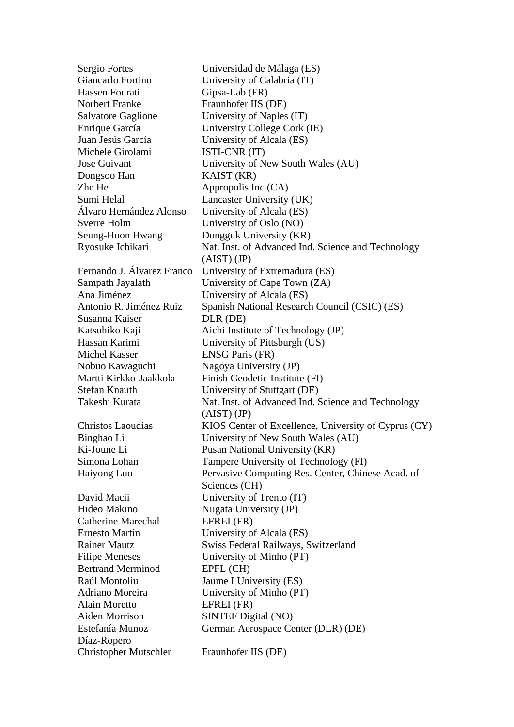| | |
|---|---|
| Sergio Fortes | Universidad de Málaga (ES) |
| Giancarlo Fortino | University of Calabria (IT) |
| Hassen Fourati | Gipsa-Lab (FR) |
| Norbert Franke | Fraunhofer IIS (DE) |
| Salvatore Gaglione | University of Naples (IT) |
| Enrique García | University College Cork (IE) |
| Juan Jesús García | University of Alcala (ES) |
| Michele Girolami | ISTI-CNR (IT) |
| Jose Guivant | University of New South Wales (AU) |
| Dongsoo Han | KAIST (KR) |
| Zhe He | Appropolis Inc (CA) |
| Sumi Helal | Lancaster University (UK) |
| Álvaro Hernández Alonso | University of Alcala (ES) |
| Sverre Holm | University of Oslo (NO) |
| Seung-Hoon Hwang | Dongguk University (KR) |
| Ryosuke Ichikari | Nat. Inst. of Advanced Ind. Science and Technology (AIST) (JP) |
| Fernando J. Álvarez Franco | University of Extremadura (ES) |
| Sampath Jayalath | University of Cape Town (ZA) |
| Ana Jiménez | University of Alcala (ES) |
| Antonio R. Jiménez Ruiz | Spanish National Research Council (CSIC) (ES) |
| Susanna Kaiser | DLR (DE) |
| Katsuhiko Kaji | Aichi Institute of Technology (JP) |
| Hassan Karimi | University of Pittsburgh (US) |
| Michel Kasser | ENSG Paris (FR) |
| Nobuo Kawaguchi | Nagoya University (JP) |
| Martti Kirkko-Jaakkola | Finish Geodetic Institute (FI) |
| Stefan Knauth | University of Stuttgart (DE) |
| Takeshi Kurata | Nat. Inst. of Advanced Ind. Science and Technology (AIST) (JP) |
| Christos Laoudias | KIOS Center of Excellence, University of Cyprus (CY) |
| Binghao Li | University of New South Wales (AU) |
| Ki-Joune Li | Pusan National University (KR) |
| Simona Lohan | Tampere University of Technology (FI) |
| Haiyong Luo | Pervasive Computing Res. Center, Chinese Acad. of Sciences (CH) |
| David Macii | University of Trento (IT) |
| Hideo Makino | Niigata University (JP) |
| Catherine Marechal | EFREI (FR) |
| Ernesto Martín | University of Alcala (ES) |
| Rainer Mautz | Swiss Federal Railways, Switzerland |
| Filipe Meneses | University of Minho (PT) |
| Bertrand Merminod | EPFL (CH) |
| Raúl Montoliu | Jaume I University (ES) |
| Adriano Moreira | University of Minho (PT) |
| Alain Moretto | EFREI (FR) |
| Aiden Morrison | SINTEF Digital (NO) |
| Estefanía Munoz Díaz-Ropero | German Aerospace Center (DLR) (DE) |
| Christopher Mutschler | Fraunhofer IIS (DE) |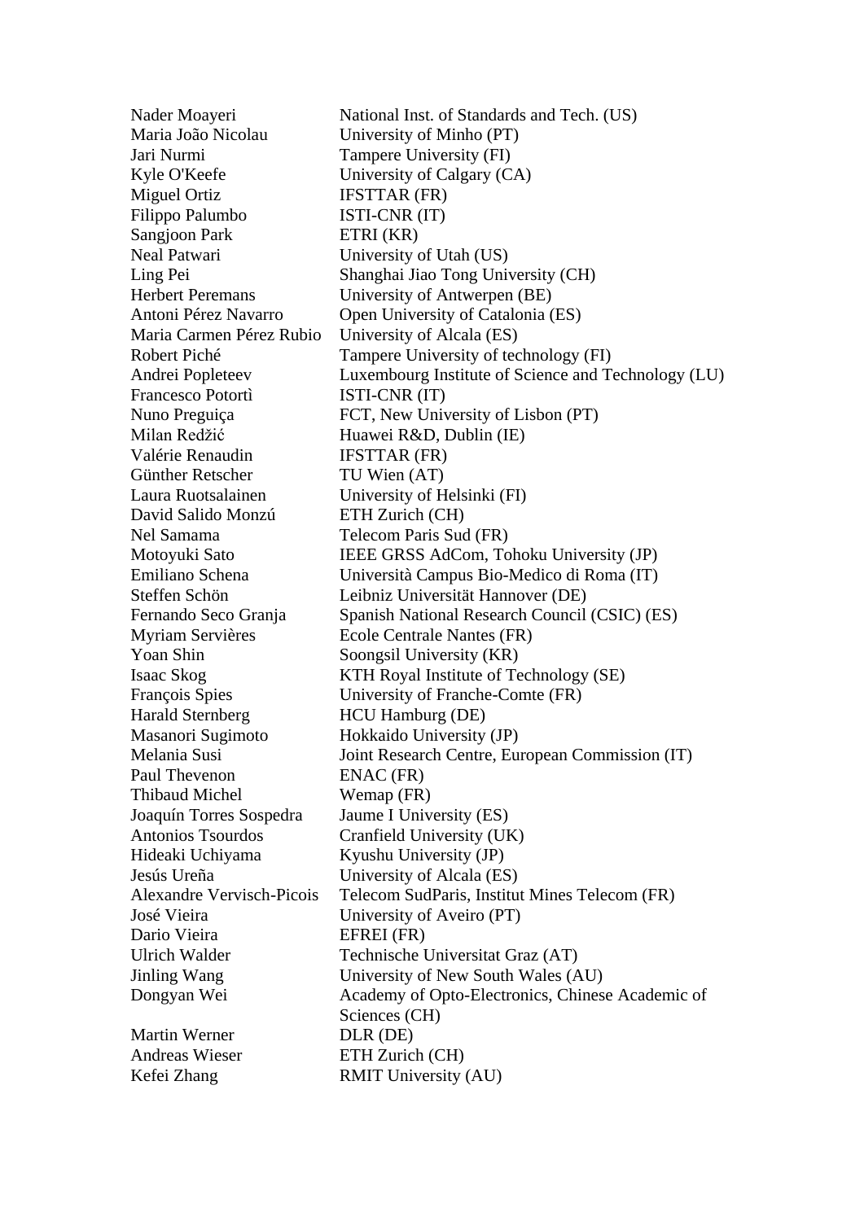| | |
|---|---|
| Nader Moayeri | National Inst. of Standards and Tech. (US) |
| Maria João Nicolau | University of Minho (PT) |
| Jari Nurmi | Tampere University (FI) |
| Kyle O'Keefe | University of Calgary (CA) |
| Miguel Ortiz | IFSTTAR (FR) |
| Filippo Palumbo | ISTI-CNR (IT) |
| Sangjoon Park | ETRI (KR) |
| Neal Patwari | University of Utah (US) |
| Ling Pei | Shanghai Jiao Tong University (CH) |
| Herbert Peremans | University of Antwerpen (BE) |
| Antoni Pérez Navarro | Open University of Catalonia (ES) |
| Maria Carmen Pérez Rubio | University of Alcala (ES) |
| Robert Piché | Tampere University of technology (FI) |
| Andrei Popleteev | Luxembourg Institute of Science and Technology (LU) |
| Francesco Potortì | ISTI-CNR (IT) |
| Nuno Preguiça | FCT, New University of Lisbon (PT) |
| Milan Redžić | Huawei R&D, Dublin (IE) |
| Valérie Renaudin | IFSTTAR (FR) |
| Günther Retscher | TU Wien (AT) |
| Laura Ruotsalainen | University of Helsinki (FI) |
| David Salido Monzú | ETH Zurich (CH) |
| Nel Samama | Telecom Paris Sud (FR) |
| Motoyuki Sato | IEEE GRSS AdCom, Tohoku University (JP) |
| Emiliano Schena | Università Campus Bio-Medico di Roma (IT) |
| Steffen Schön | Leibniz Universität Hannover (DE) |
| Fernando Seco Granja | Spanish National Research Council (CSIC) (ES) |
| Myriam Servières | Ecole Centrale Nantes (FR) |
| Yoan Shin | Soongsil University (KR) |
| Isaac Skog | KTH Royal Institute of Technology (SE) |
| François Spies | University of Franche-Comte (FR) |
| Harald Sternberg | HCU Hamburg (DE) |
| Masanori Sugimoto | Hokkaido University (JP) |
| Melania Susi | Joint Research Centre, European Commission (IT) |
| Paul Thevenon | ENAC (FR) |
| Thibaud Michel | Wemap (FR) |
| Joaquín Torres Sospedra | Jaume I University (ES) |
| Antonios Tsourdos | Cranfield University (UK) |
| Hideaki Uchiyama | Kyushu University (JP) |
| Jesús Ureña | University of Alcala (ES) |
| Alexandre Vervisch-Picois | Telecom SudParis, Institut Mines Telecom (FR) |
| José Vieira | University of Aveiro (PT) |
| Dario Vieira | EFREI (FR) |
| Ulrich Walder | Technische Universitat Graz (AT) |
| Jinling Wang | University of New South Wales (AU) |
| Dongyan Wei | Academy of Opto-Electronics, Chinese Academic of Sciences (CH) |
| Martin Werner | DLR (DE) |
| Andreas Wieser | ETH Zurich (CH) |
| Kefei Zhang | RMIT University (AU) |